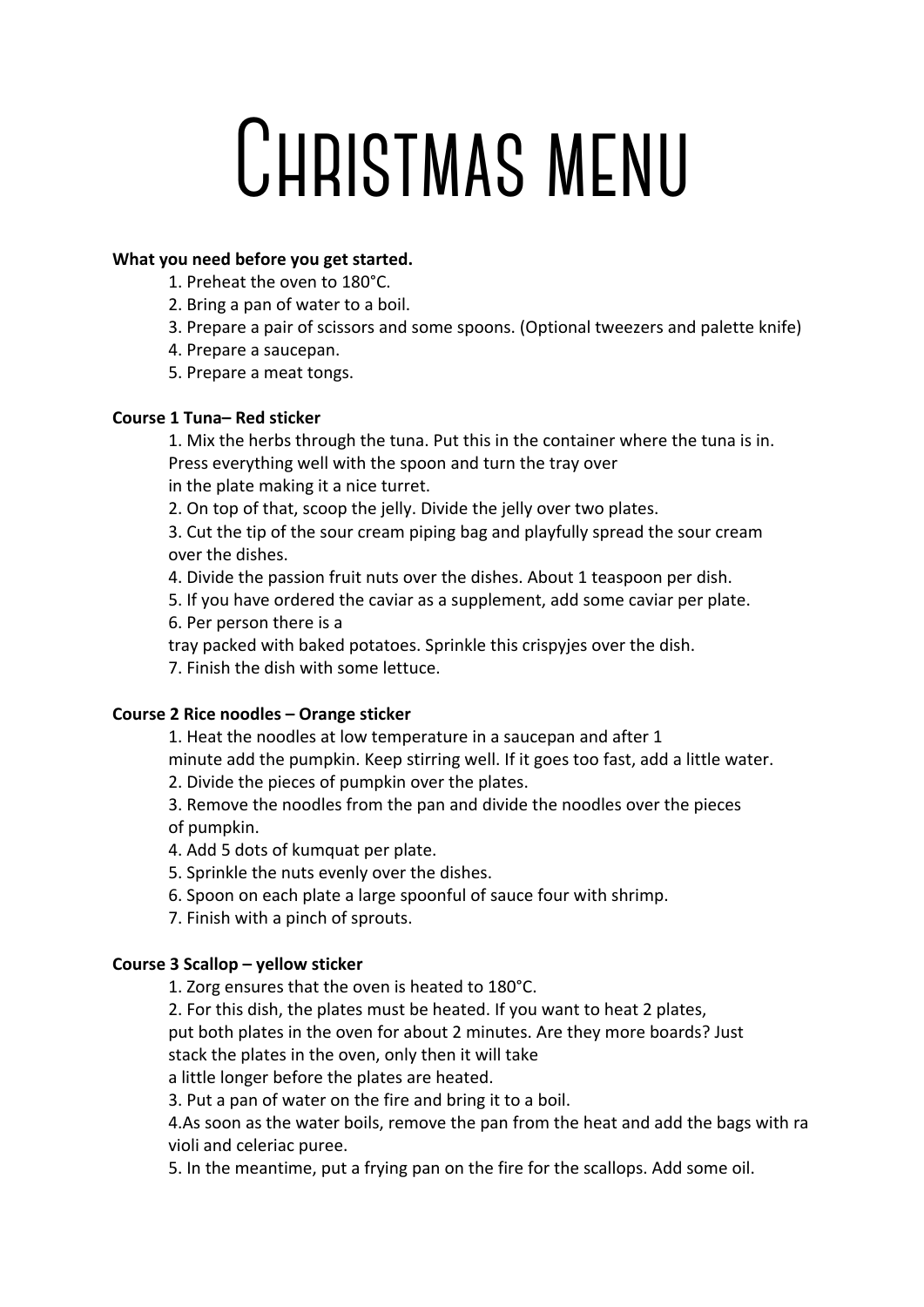# Christmas menu

**What you need before you get started.**

1. Preheat the oven to 180°C.
2. Bring a pan of water to a boil.
3. Prepare a pair of scissors and some spoons. (Optional tweezers and palette knife)
4. Prepare a saucepan.
5. Prepare a meat tongs.

**Course 1 Tuna– Red sticker**

1. Mix the herbs through the tuna. Put this in the container where the tuna is in. Press everything well with the spoon and turn the tray over in the plate making it a nice turret.
2. On top of that, scoop the jelly. Divide the jelly over two plates.
3. Cut the tip of the sour cream piping bag and playfully spread the sour cream over the dishes.
4. Divide the passion fruit nuts over the dishes. About 1 teaspoon per dish.
5. If you have ordered the caviar as a supplement, add some caviar per plate.
6. Per person there is a tray packed with baked potatoes. Sprinkle this crispyjes over the dish.
7. Finish the dish with some lettuce.

**Course 2 Rice noodles – Orange sticker**

1. Heat the noodles at low temperature in a saucepan and after 1 minute add the pumpkin. Keep stirring well. If it goes too fast, add a little water.
2. Divide the pieces of pumpkin over the plates.
3. Remove the noodles from the pan and divide the noodles over the pieces of pumpkin.
4. Add 5 dots of kumquat per plate.
5. Sprinkle the nuts evenly over the dishes.
6. Spoon on each plate a large spoonful of sauce four with shrimp.
7. Finish with a pinch of sprouts.

**Course 3 Scallop – yellow sticker**

1. Zorg ensures that the oven is heated to 180°C.
2. For this dish, the plates must be heated. If you want to heat 2 plates, put both plates in the oven for about 2 minutes. Are they more boards? Just stack the plates in the oven, only then it will take a little longer before the plates are heated.
3. Put a pan of water on the fire and bring it to a boil.
4. As soon as the water boils, remove the pan from the heat and add the bags with ra violi and celeriac puree.
5. In the meantime, put a frying pan on the fire for the scallops. Add some oil.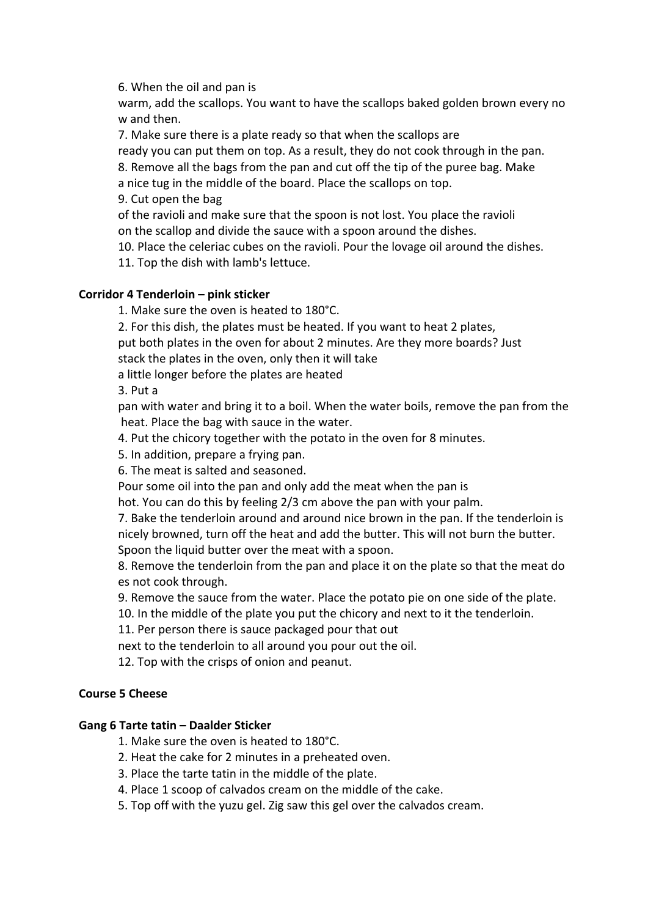6. When the oil and pan is warm, add the scallops. You want to have the scallops baked golden brown every no w and then.
7. Make sure there is a plate ready so that when the scallops are ready you can put them on top. As a result, they do not cook through in the pan.
8. Remove all the bags from the pan and cut off the tip of the puree bag. Make a nice tug in the middle of the board. Place the scallops on top.
9. Cut open the bag of the ravioli and make sure that the spoon is not lost. You place the ravioli on the scallop and divide the sauce with a spoon around the dishes.
10. Place the celeriac cubes on the ravioli. Pour the lovage oil around the dishes.
11. Top the dish with lamb's lettuce.

**Corridor 4 Tenderloin – pink sticker**

1. Make sure the oven is heated to 180°C.
2. For this dish, the plates must be heated. If you want to heat 2 plates, put both plates in the oven for about 2 minutes. Are they more boards? Just stack the plates in the oven, only then it will take a little longer before the plates are heated
3. Put a pan with water and bring it to a boil. When the water boils, remove the pan from the heat. Place the bag with sauce in the water.
4. Put the chicory together with the potato in the oven for 8 minutes.
5. In addition, prepare a frying pan.
6. The meat is salted and seasoned. Pour some oil into the pan and only add the meat when the pan is hot. You can do this by feeling 2/3 cm above the pan with your palm.
7. Bake the tenderloin around and around nice brown in the pan. If the tenderloin is nicely browned, turn off the heat and add the butter. This will not burn the butter. Spoon the liquid butter over the meat with a spoon.
8. Remove the tenderloin from the pan and place it on the plate so that the meat do es not cook through.
9. Remove the sauce from the water. Place the potato pie on one side of the plate.
10. In the middle of the plate you put the chicory and next to it the tenderloin.
11. Per person there is sauce packaged pour that out next to the tenderloin to all around you pour out the oil.
12. Top with the crisps of onion and peanut.

**Course 5 Cheese**

**Gang 6 Tarte tatin – Daalder Sticker**

1. Make sure the oven is heated to 180°C.
2. Heat the cake for 2 minutes in a preheated oven.
3. Place the tarte tatin in the middle of the plate.
4. Place 1 scoop of calvados cream on the middle of the cake.
5. Top off with the yuzu gel. Zig saw this gel over the calvados cream.